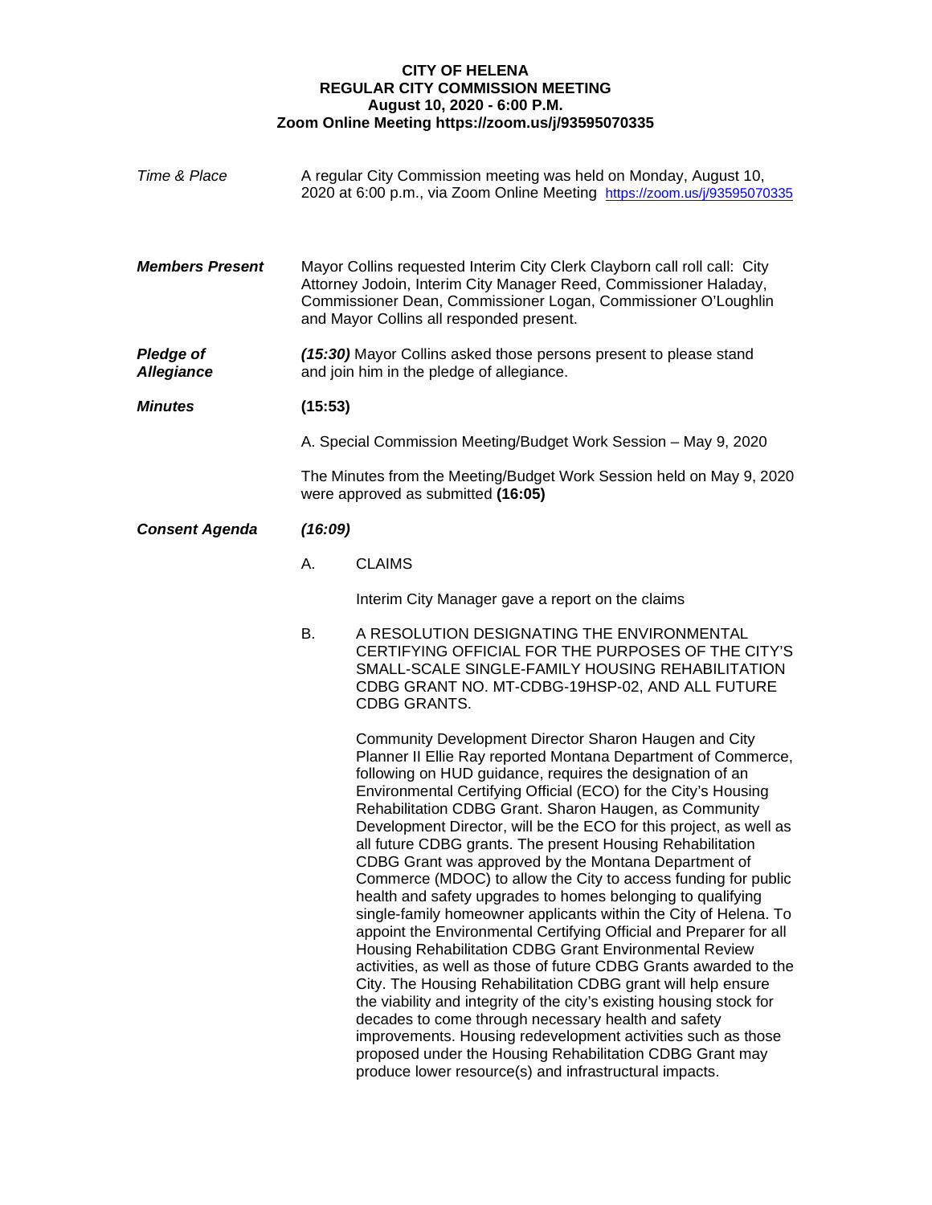**CITY OF HELENA**
**REGULAR CITY COMMISSION MEETING**
**August 10, 2020 - 6:00 P.M.**
**Zoom Online Meeting https://zoom.us/j/93595070335**

*Time & Place*

A regular City Commission meeting was held on Monday, August 10, 2020 at 6:00 p.m., via Zoom Online Meeting https://zoom.us/j/93595070335

***Members Present***

Mayor Collins requested Interim City Clerk Clayborn call roll call: City Attorney Jodoin, Interim City Manager Reed, Commissioner Haladay, Commissioner Dean, Commissioner Logan, Commissioner O'Loughlin and Mayor Collins all responded present.

***Pledge of Allegiance***

***(15:30)*** Mayor Collins asked those persons present to please stand and join him in the pledge of allegiance.

***Minutes***

**(15:53)**

A. Special Commission Meeting/Budget Work Session – May 9, 2020

The Minutes from the Meeting/Budget Work Session held on May 9, 2020 were approved as submitted **(16:05)**

***Consent Agenda***

***(16:09)***

A. CLAIMS

Interim City Manager gave a report on the claims

B. A RESOLUTION DESIGNATING THE ENVIRONMENTAL CERTIFYING OFFICIAL FOR THE PURPOSES OF THE CITY'S SMALL-SCALE SINGLE-FAMILY HOUSING REHABILITATION CDBG GRANT NO. MT-CDBG-19HSP-02, AND ALL FUTURE CDBG GRANTS.

Community Development Director Sharon Haugen and City Planner II Ellie Ray reported Montana Department of Commerce, following on HUD guidance, requires the designation of an Environmental Certifying Official (ECO) for the City's Housing Rehabilitation CDBG Grant. Sharon Haugen, as Community Development Director, will be the ECO for this project, as well as all future CDBG grants. The present Housing Rehabilitation CDBG Grant was approved by the Montana Department of Commerce (MDOC) to allow the City to access funding for public health and safety upgrades to homes belonging to qualifying single-family homeowner applicants within the City of Helena. To appoint the Environmental Certifying Official and Preparer for all Housing Rehabilitation CDBG Grant Environmental Review activities, as well as those of future CDBG Grants awarded to the City. The Housing Rehabilitation CDBG grant will help ensure the viability and integrity of the city's existing housing stock for decades to come through necessary health and safety improvements. Housing redevelopment activities such as those proposed under the Housing Rehabilitation CDBG Grant may produce lower resource(s) and infrastructural impacts.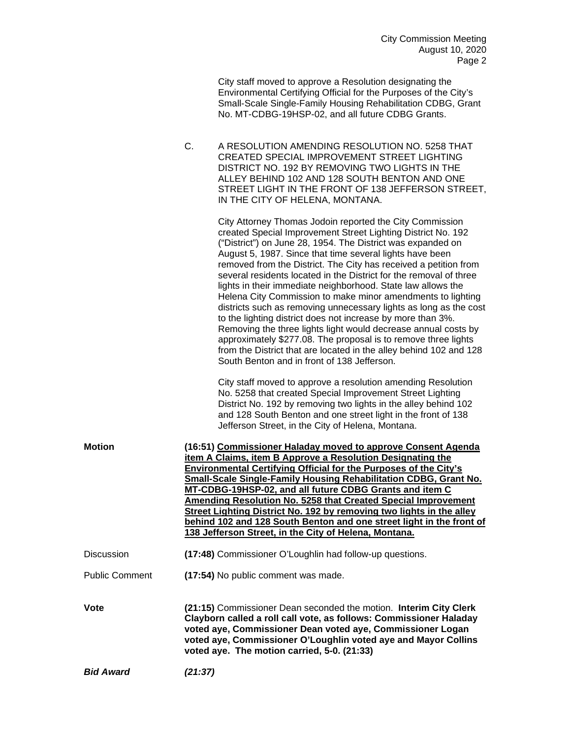City staff moved to approve a Resolution designating the Environmental Certifying Official for the Purposes of the City's Small-Scale Single-Family Housing Rehabilitation CDBG, Grant No. MT-CDBG-19HSP-02, and all future CDBG Grants.

C. A RESOLUTION AMENDING RESOLUTION NO. 5258 THAT CREATED SPECIAL IMPROVEMENT STREET LIGHTING DISTRICT NO. 192 BY REMOVING TWO LIGHTS IN THE ALLEY BEHIND 102 AND 128 SOUTH BENTON AND ONE STREET LIGHT IN THE FRONT OF 138 JEFFERSON STREET, IN THE CITY OF HELENA, MONTANA.

City Attorney Thomas Jodoin reported the City Commission created Special Improvement Street Lighting District No. 192 ("District") on June 28, 1954. The District was expanded on August 5, 1987. Since that time several lights have been removed from the District. The City has received a petition from several residents located in the District for the removal of three lights in their immediate neighborhood. State law allows the Helena City Commission to make minor amendments to lighting districts such as removing unnecessary lights as long as the cost to the lighting district does not increase by more than 3%. Removing the three lights light would decrease annual costs by approximately $277.08. The proposal is to remove three lights from the District that are located in the alley behind 102 and 128 South Benton and in front of 138 Jefferson.

City staff moved to approve a resolution amending Resolution No. 5258 that created Special Improvement Street Lighting District No. 192 by removing two lights in the alley behind 102 and 128 South Benton and one street light in the front of 138 Jefferson Street, in the City of Helena, Montana.

**Motion** **(16:51) Commissioner Haladay moved to approve Consent Agenda item A Claims, item B Approve a Resolution Designating the Environmental Certifying Official for the Purposes of the City's Small-Scale Single-Family Housing Rehabilitation CDBG, Grant No. MT-CDBG-19HSP-02, and all future CDBG Grants and item C Amending Resolution No. 5258 that Created Special Improvement Street Lighting District No. 192 by removing two lights in the alley behind 102 and 128 South Benton and one street light in the front of 138 Jefferson Street, in the City of Helena, Montana.**

Discussion **(17:48)** Commissioner O'Loughlin had follow-up questions.

Public Comment **(17:54)** No public comment was made.

**Vote** **(21:15)** Commissioner Dean seconded the motion. **Interim City Clerk Clayborn called a roll call vote, as follows: Commissioner Haladay voted aye, Commissioner Dean voted aye, Commissioner Logan voted aye, Commissioner O'Loughlin voted aye and Mayor Collins voted aye. The motion carried, 5-0. (21:33)**

***Bid Award*** ***(21:37)***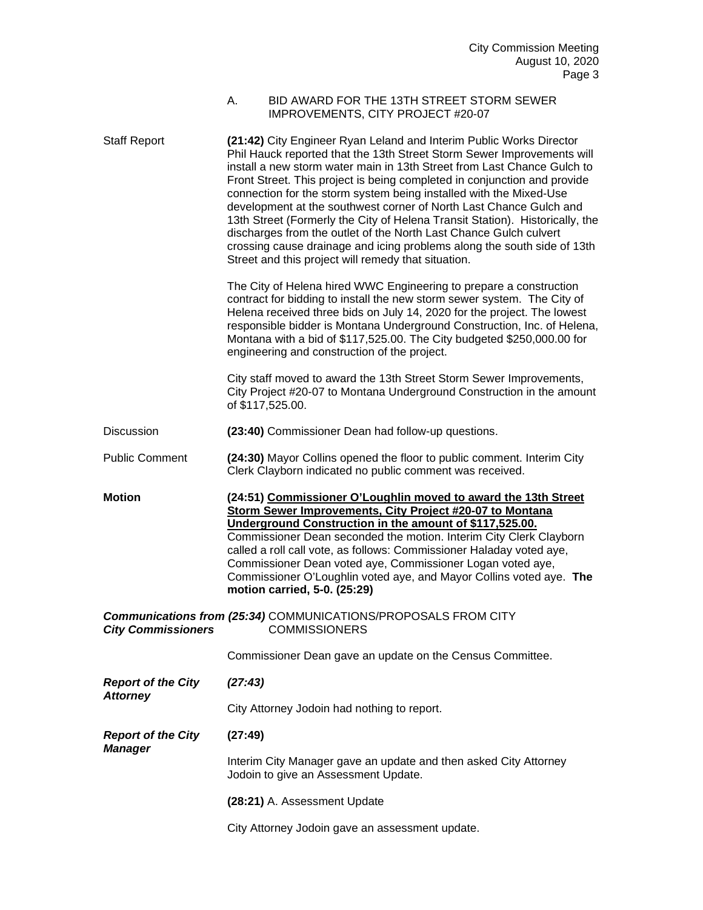A. BID AWARD FOR THE 13TH STREET STORM SEWER IMPROVEMENTS, CITY PROJECT #20-07

Staff Report

**(21:42)** City Engineer Ryan Leland and Interim Public Works Director Phil Hauck reported that the 13th Street Storm Sewer Improvements will install a new storm water main in 13th Street from Last Chance Gulch to Front Street. This project is being completed in conjunction and provide connection for the storm system being installed with the Mixed-Use development at the southwest corner of North Last Chance Gulch and 13th Street (Formerly the City of Helena Transit Station). Historically, the discharges from the outlet of the North Last Chance Gulch culvert crossing cause drainage and icing problems along the south side of 13th Street and this project will remedy that situation.

The City of Helena hired WWC Engineering to prepare a construction contract for bidding to install the new storm sewer system. The City of Helena received three bids on July 14, 2020 for the project. The lowest responsible bidder is Montana Underground Construction, Inc. of Helena, Montana with a bid of $117,525.00. The City budgeted $250,000.00 for engineering and construction of the project.

City staff moved to award the 13th Street Storm Sewer Improvements, City Project #20-07 to Montana Underground Construction in the amount of $117,525.00.

Discussion

**(23:40)** Commissioner Dean had follow-up questions.

Public Comment

**(24:30)** Mayor Collins opened the floor to public comment. Interim City Clerk Clayborn indicated no public comment was received.

**Motion**

**(24:51) <u>Commissioner O'Loughlin moved to award the 13th Street Storm Sewer Improvements, City Project #20-07 to Montana Underground Construction in the amount of $117,525.00.</u>** Commissioner Dean seconded the motion. Interim City Clerk Clayborn called a roll call vote, as follows: Commissioner Haladay voted aye, Commissioner Dean voted aye, Commissioner Logan voted aye, Commissioner O'Loughlin voted aye, and Mayor Collins voted aye. **The motion carried, 5-0. (25:29)**

***Communications from City Commissioners***

***(25:34)*** COMMUNICATIONS/PROPOSALS FROM CITY COMMISSIONERS

Commissioner Dean gave an update on the Census Committee.

***Report of the City Attorney***

***(27:43)***

City Attorney Jodoin had nothing to report.

***Report of the City Manager***

**(27:49)**

Interim City Manager gave an update and then asked City Attorney Jodoin to give an Assessment Update.

**(28:21)** A. Assessment Update

City Attorney Jodoin gave an assessment update.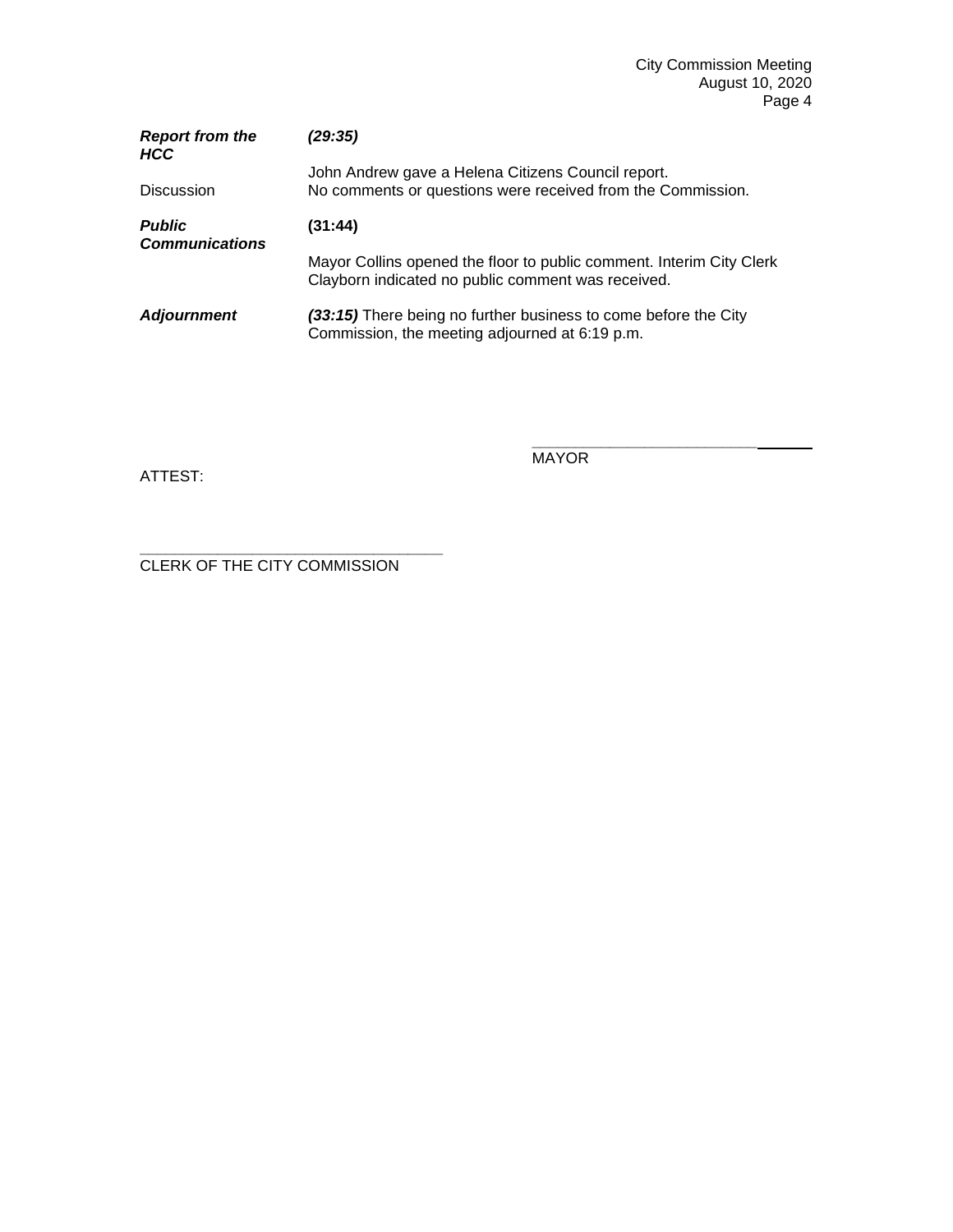***Report from the HCC*** ***(29:35)***

Discussion

John Andrew gave a Helena Citizens Council report.
No comments or questions were received from the Commission.

***Public Communications*** **(31:44)**

Mayor Collins opened the floor to public comment. Interim City Clerk Clayborn indicated no public comment was received.

***Adjournment*** ***(33:15)*** There being no further business to come before the City Commission, the meeting adjourned at 6:19 p.m.

_______________________________
MAYOR

ATTEST:

_______________________________
CLERK OF THE CITY COMMISSION